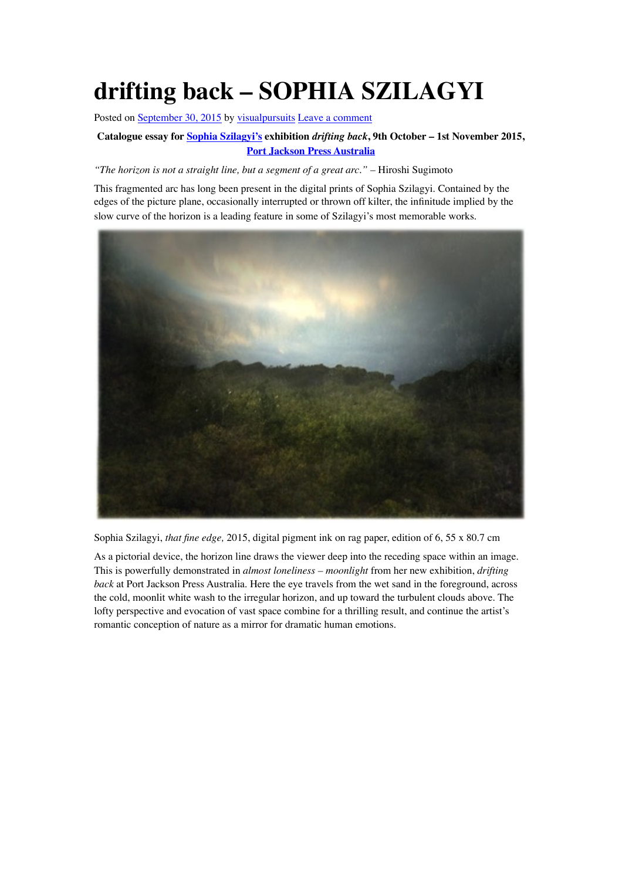# drifting back – SOPHIA SZILAGYI

Posted on September 30, 2015 by visualpursuits Leave a comment

**Catalogue essay for Sophia Szilagyi's exhibition *drifting back*, 9th October – 1st November 2015, Port Jackson Press Australia**

*"The horizon is not a straight line, but a segment of a great arc."* – Hiroshi Sugimoto

This fragmented arc has long been present in the digital prints of Sophia Szilagyi. Contained by the edges of the picture plane, occasionally interrupted or thrown off kilter, the infinitude implied by the slow curve of the horizon is a leading feature in some of Szilagyi's most memorable works.

Sophia Szilagyi, *that fine edge,* 2015, digital pigment ink on rag paper, edition of 6, 55 x 80.7 cm

As a pictorial device, the horizon line draws the viewer deep into the receding space within an image. This is powerfully demonstrated in *almost loneliness – moonlight* from her new exhibition, *drifting back* at Port Jackson Press Australia. Here the eye travels from the wet sand in the foreground, across the cold, moonlit white wash to the irregular horizon, and up toward the turbulent clouds above. The lofty perspective and evocation of vast space combine for a thrilling result, and continue the artist's romantic conception of nature as a mirror for dramatic human emotions.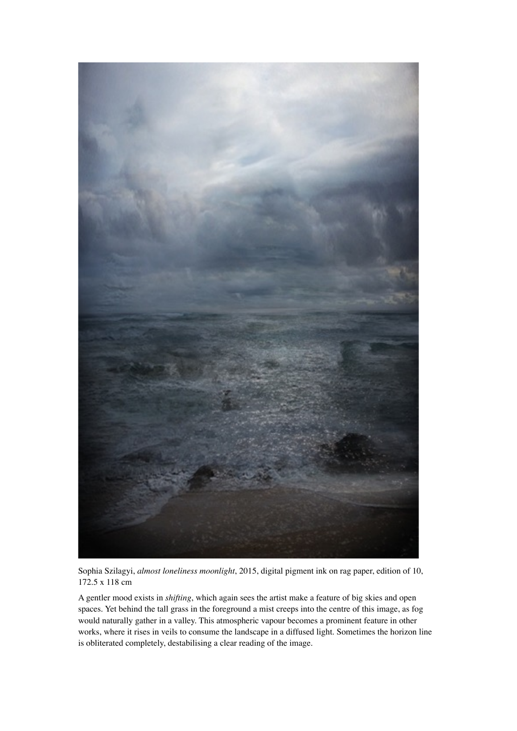Sophia Szilagyi, *almost loneliness moonlight*, 2015, digital pigment ink on rag paper, edition of 10, 172.5 x 118 cm

A gentler mood exists in *shifting*, which again sees the artist make a feature of big skies and open spaces. Yet behind the tall grass in the foreground a mist creeps into the centre of this image, as fog would naturally gather in a valley. This atmospheric vapour becomes a prominent feature in other works, where it rises in veils to consume the landscape in a diffused light. Sometimes the horizon line is obliterated completely, destabilising a clear reading of the image.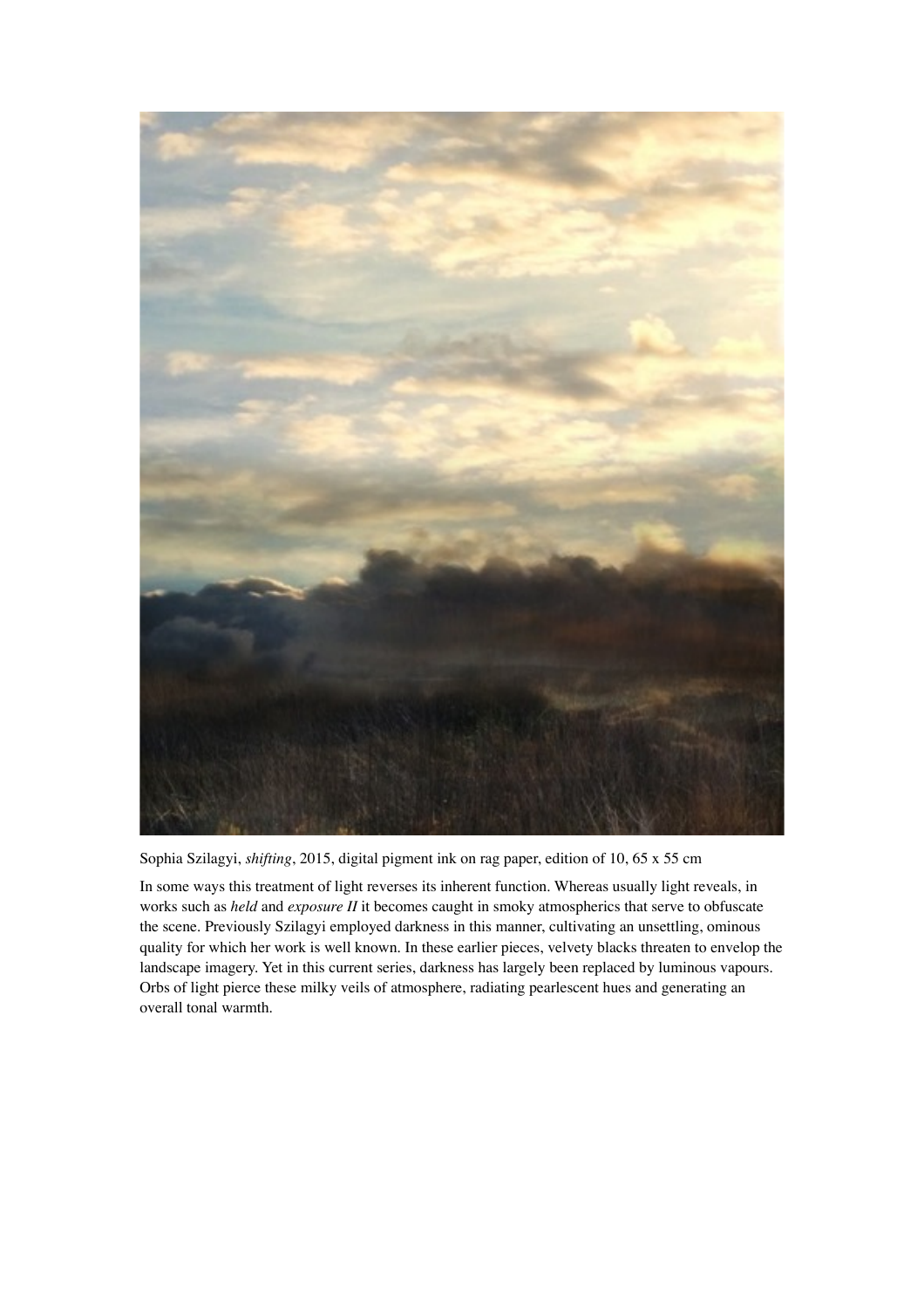Sophia Szilagyi, *shifting*, 2015, digital pigment ink on rag paper, edition of 10, 65 x 55 cm

In some ways this treatment of light reverses its inherent function. Whereas usually light reveals, in works such as *held* and *exposure II* it becomes caught in smoky atmospherics that serve to obfuscate the scene. Previously Szilagyi employed darkness in this manner, cultivating an unsettling, ominous quality for which her work is well known. In these earlier pieces, velvety blacks threaten to envelop the landscape imagery. Yet in this current series, darkness has largely been replaced by luminous vapours. Orbs of light pierce these milky veils of atmosphere, radiating pearlescent hues and generating an overall tonal warmth.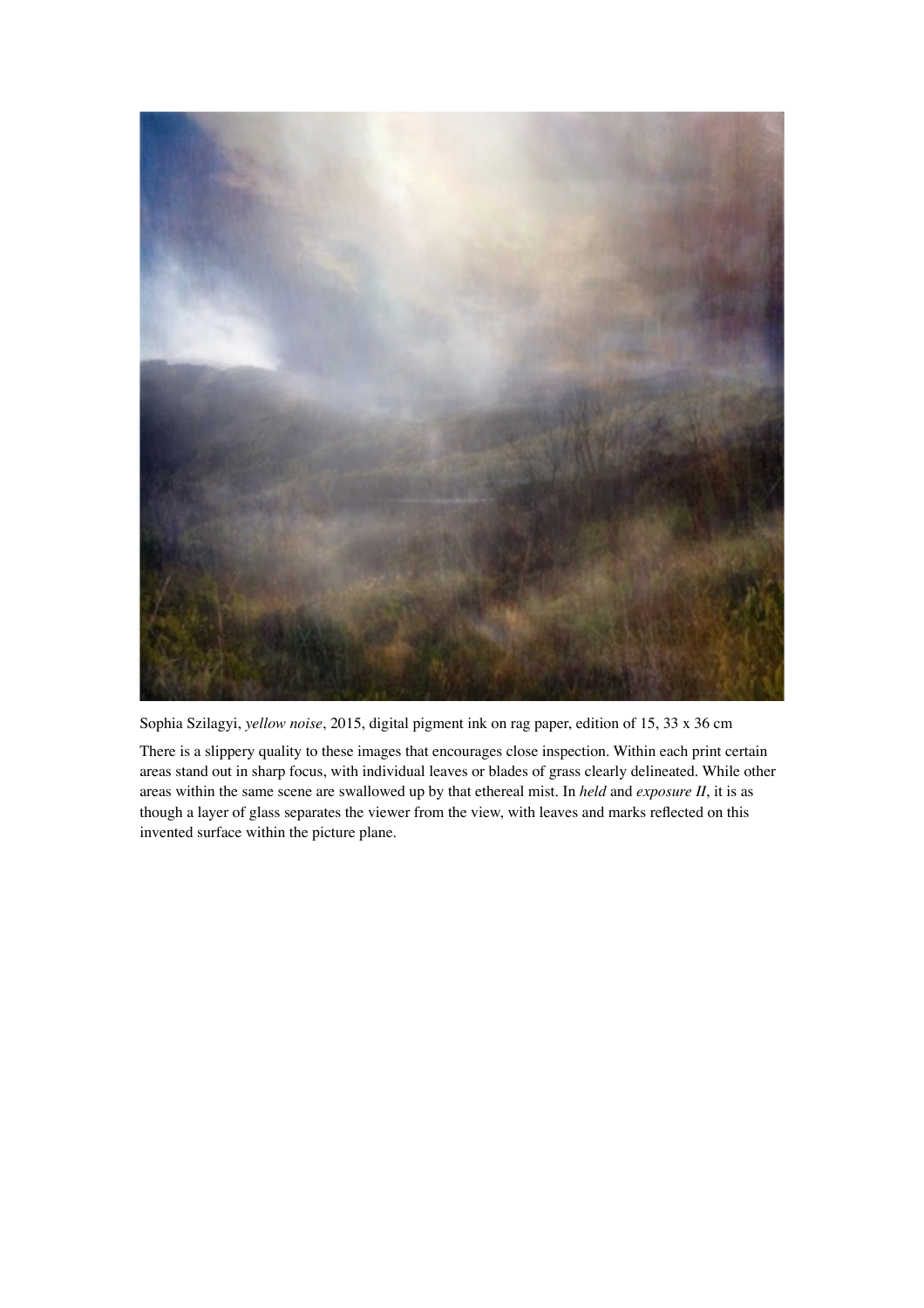Sophia Szilagyi, *yellow noise*, 2015, digital pigment ink on rag paper, edition of 15, 33 x 36 cm

There is a slippery quality to these images that encourages close inspection. Within each print certain areas stand out in sharp focus, with individual leaves or blades of grass clearly delineated. While other areas within the same scene are swallowed up by that ethereal mist. In *held* and *exposure II*, it is as though a layer of glass separates the viewer from the view, with leaves and marks reflected on this invented surface within the picture plane.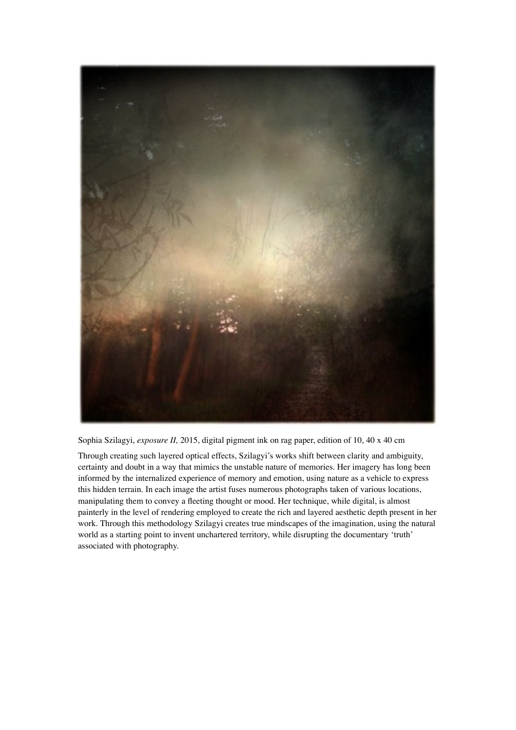Sophia Szilagyi, *exposure II,* 2015, digital pigment ink on rag paper, edition of 10, 40 x 40 cm

Through creating such layered optical effects, Szilagyi's works shift between clarity and ambiguity, certainty and doubt in a way that mimics the unstable nature of memories. Her imagery has long been informed by the internalized experience of memory and emotion, using nature as a vehicle to express this hidden terrain. In each image the artist fuses numerous photographs taken of various locations, manipulating them to convey a fleeting thought or mood. Her technique, while digital, is almost painterly in the level of rendering employed to create the rich and layered aesthetic depth present in her work. Through this methodology Szilagyi creates true mindscapes of the imagination, using the natural world as a starting point to invent unchartered territory, while disrupting the documentary 'truth' associated with photography.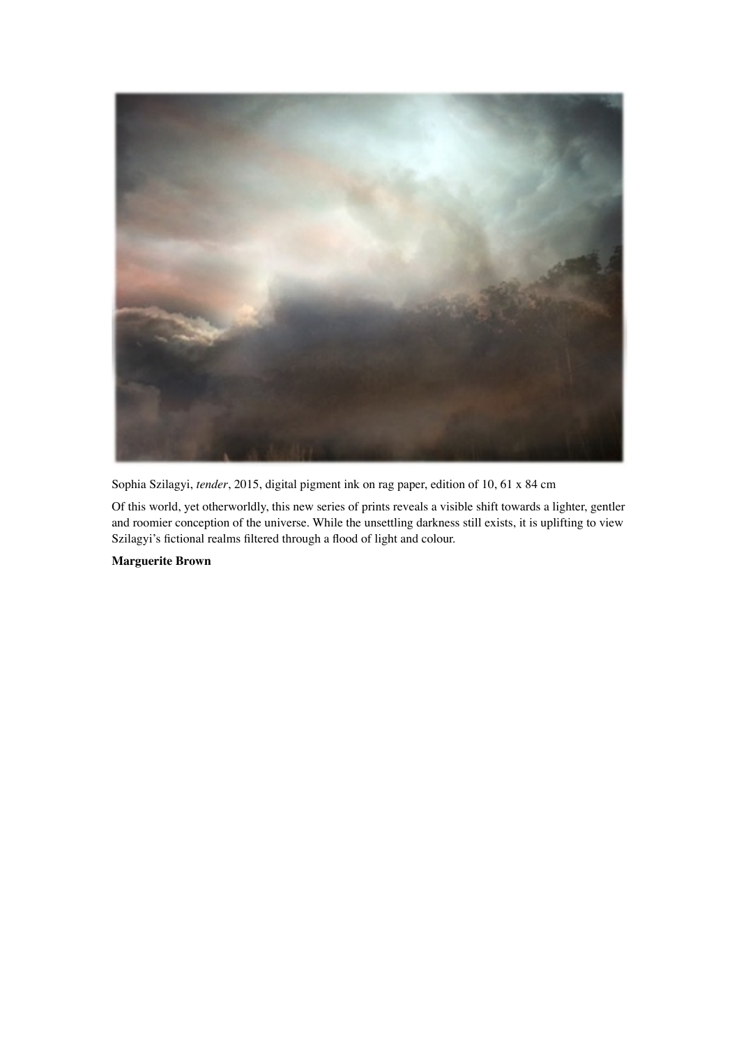Sophia Szilagyi, *tender*, 2015, digital pigment ink on rag paper, edition of 10, 61 x 84 cm

Of this world, yet otherworldly, this new series of prints reveals a visible shift towards a lighter, gentler and roomier conception of the universe. While the unsettling darkness still exists, it is uplifting to view Szilagyi's fictional realms filtered through a flood of light and colour.

**Marguerite Brown**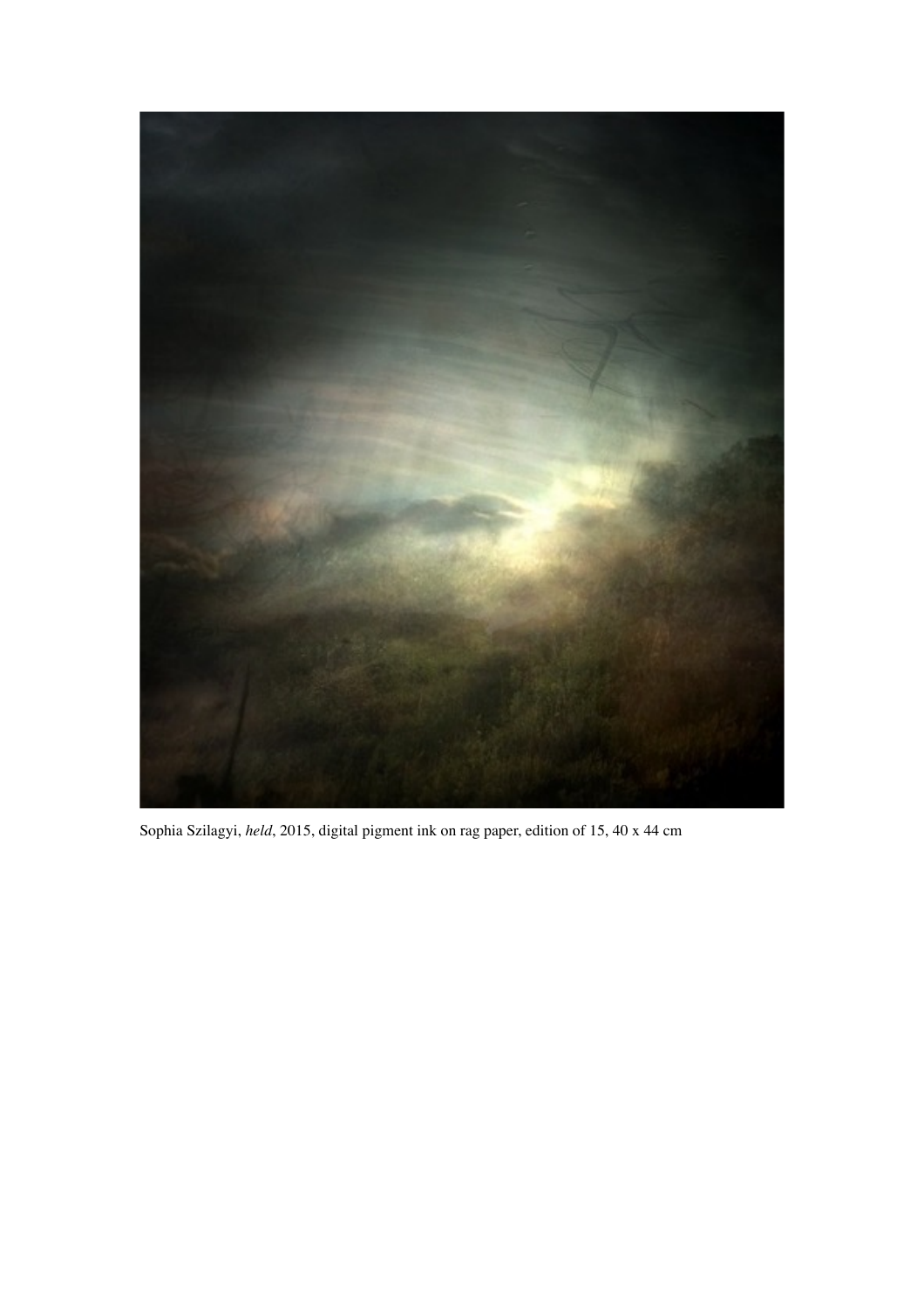Sophia Szilagyi, *held*, 2015, digital pigment ink on rag paper, edition of 15, 40 x 44 cm